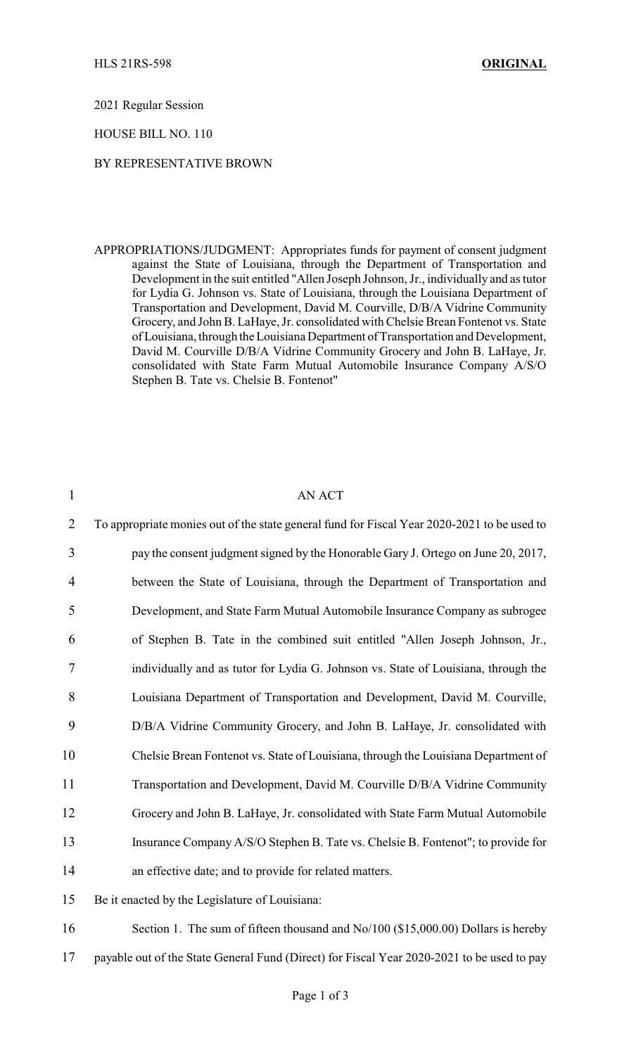HLS 21RS-598 **ORIGINAL**

2021 Regular Session

HOUSE BILL NO. 110

BY REPRESENTATIVE BROWN

APPROPRIATIONS/JUDGMENT: Appropriates funds for payment of consent judgment against the State of Louisiana, through the Department of Transportation and Development in the suit entitled "Allen Joseph Johnson, Jr., individually and as tutor for Lydia G. Johnson vs. State of Louisiana, through the Louisiana Department of Transportation and Development, David M. Courville, D/B/A Vidrine Community Grocery, and John B. LaHaye, Jr. consolidated with Chelsie Brean Fontenot vs. State of Louisiana, through the Louisiana Department of Transportation and Development, David M. Courville D/B/A Vidrine Community Grocery and John B. LaHaye, Jr. consolidated with State Farm Mutual Automobile Insurance Company A/S/O Stephen B. Tate vs. Chelsie B. Fontenot"

1 AN ACT

2 To appropriate monies out of the state general fund for Fiscal Year 2020-2021 to be used to

3 pay the consent judgment signed by the Honorable Gary J. Ortego on June 20, 2017,

4 between the State of Louisiana, through the Department of Transportation and

5 Development, and State Farm Mutual Automobile Insurance Company as subrogee

6 of Stephen B. Tate in the combined suit entitled "Allen Joseph Johnson, Jr.,

7 individually and as tutor for Lydia G. Johnson vs. State of Louisiana, through the

8 Louisiana Department of Transportation and Development, David M. Courville,

9 D/B/A Vidrine Community Grocery, and John B. LaHaye, Jr. consolidated with

10 Chelsie Brean Fontenot vs. State of Louisiana, through the Louisiana Department of

11 Transportation and Development, David M. Courville D/B/A Vidrine Community

12 Grocery and John B. LaHaye, Jr. consolidated with State Farm Mutual Automobile

13 Insurance Company A/S/O Stephen B. Tate vs. Chelsie B. Fontenot"; to provide for

14 an effective date; and to provide for related matters.

15 Be it enacted by the Legislature of Louisiana:

16 Section 1. The sum of fifteen thousand and No/100 ($15,000.00) Dollars is hereby

17 payable out of the State General Fund (Direct) for Fiscal Year 2020-2021 to be used to pay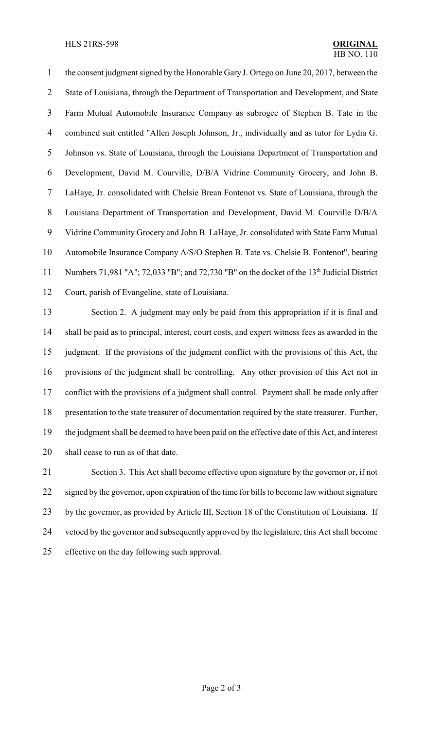the consent judgment signed by the Honorable Gary J. Ortego on June 20, 2017, between the State of Louisiana, through the Department of Transportation and Development, and State Farm Mutual Automobile Insurance Company as subrogee of Stephen B. Tate in the combined suit entitled "Allen Joseph Johnson, Jr., individually and as tutor for Lydia G. Johnson vs. State of Louisiana, through the Louisiana Department of Transportation and Development, David M. Courville, D/B/A Vidrine Community Grocery, and John B. LaHaye, Jr. consolidated with Chelsie Brean Fontenot vs. State of Louisiana, through the Louisiana Department of Transportation and Development, David M. Courville D/B/A Vidrine Community Grocery and John B. LaHaye, Jr. consolidated with State Farm Mutual Automobile Insurance Company A/S/O Stephen B. Tate vs. Chelsie B. Fontenot", bearing Numbers 71,981 "A"; 72,033 "B"; and 72,730 "B" on the docket of the 13th Judicial District Court, parish of Evangeline, state of Louisiana.

Section 2. A judgment may only be paid from this appropriation if it is final and shall be paid as to principal, interest, court costs, and expert witness fees as awarded in the judgment. If the provisions of the judgment conflict with the provisions of this Act, the provisions of the judgment shall be controlling. Any other provision of this Act not in conflict with the provisions of a judgment shall control. Payment shall be made only after presentation to the state treasurer of documentation required by the state treasurer. Further, the judgment shall be deemed to have been paid on the effective date of this Act, and interest shall cease to run as of that date.

Section 3. This Act shall become effective upon signature by the governor or, if not signed by the governor, upon expiration of the time for bills to become law without signature by the governor, as provided by Article III, Section 18 of the Constitution of Louisiana. If vetoed by the governor and subsequently approved by the legislature, this Act shall become effective on the day following such approval.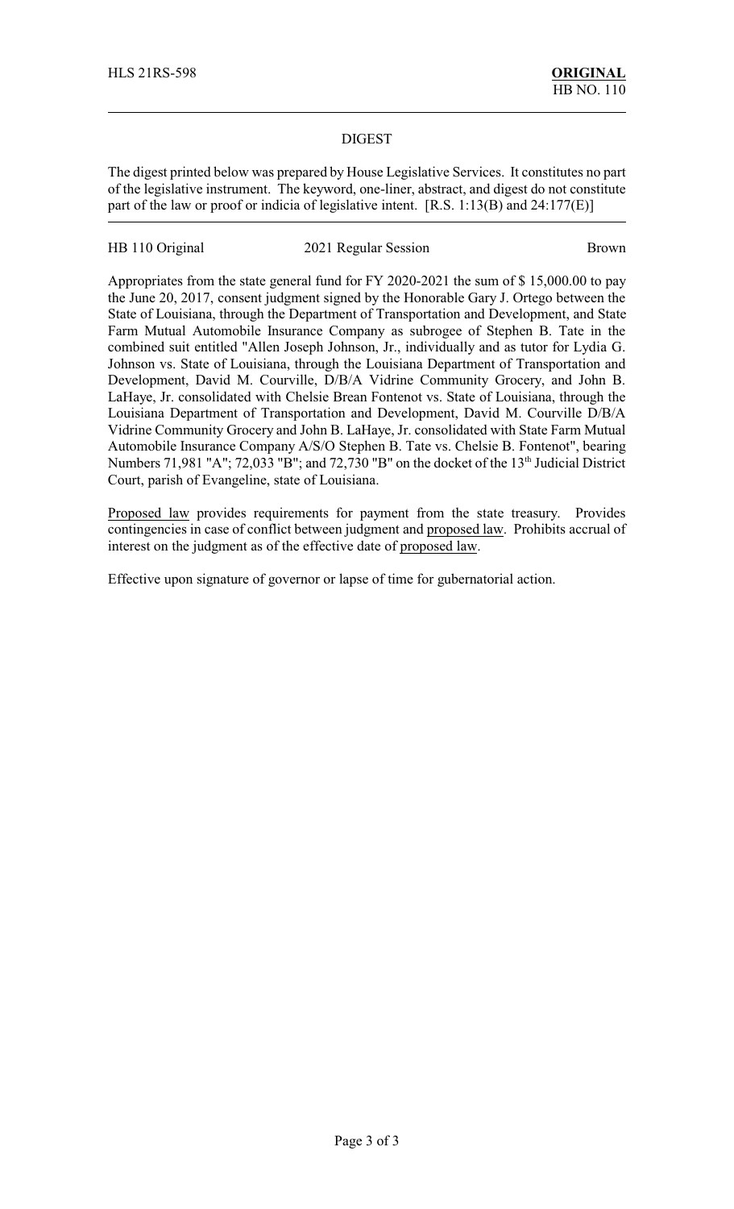HLS 21RS-598 **ORIGINAL**
HB NO. 110

## DIGEST

The digest printed below was prepared by House Legislative Services. It constitutes no part of the legislative instrument. The keyword, one-liner, abstract, and digest do not constitute part of the law or proof or indicia of legislative intent. [R.S. 1:13(B) and 24:177(E)]

HB 110 Original 2021 Regular Session Brown

Appropriates from the state general fund for FY 2020-2021 the sum of $ 15,000.00 to pay the June 20, 2017, consent judgment signed by the Honorable Gary J. Ortego between the State of Louisiana, through the Department of Transportation and Development, and State Farm Mutual Automobile Insurance Company as subrogee of Stephen B. Tate in the combined suit entitled "Allen Joseph Johnson, Jr., individually and as tutor for Lydia G. Johnson vs. State of Louisiana, through the Louisiana Department of Transportation and Development, David M. Courville, D/B/A Vidrine Community Grocery, and John B. LaHaye, Jr. consolidated with Chelsie Brean Fontenot vs. State of Louisiana, through the Louisiana Department of Transportation and Development, David M. Courville D/B/A Vidrine Community Grocery and John B. LaHaye, Jr. consolidated with State Farm Mutual Automobile Insurance Company A/S/O Stephen B. Tate vs. Chelsie B. Fontenot", bearing Numbers 71,981 "A"; 72,033 "B"; and 72,730 "B" on the docket of the 13th Judicial District Court, parish of Evangeline, state of Louisiana.

Proposed law provides requirements for payment from the state treasury. Provides contingencies in case of conflict between judgment and proposed law. Prohibits accrual of interest on the judgment as of the effective date of proposed law.

Effective upon signature of governor or lapse of time for gubernatorial action.